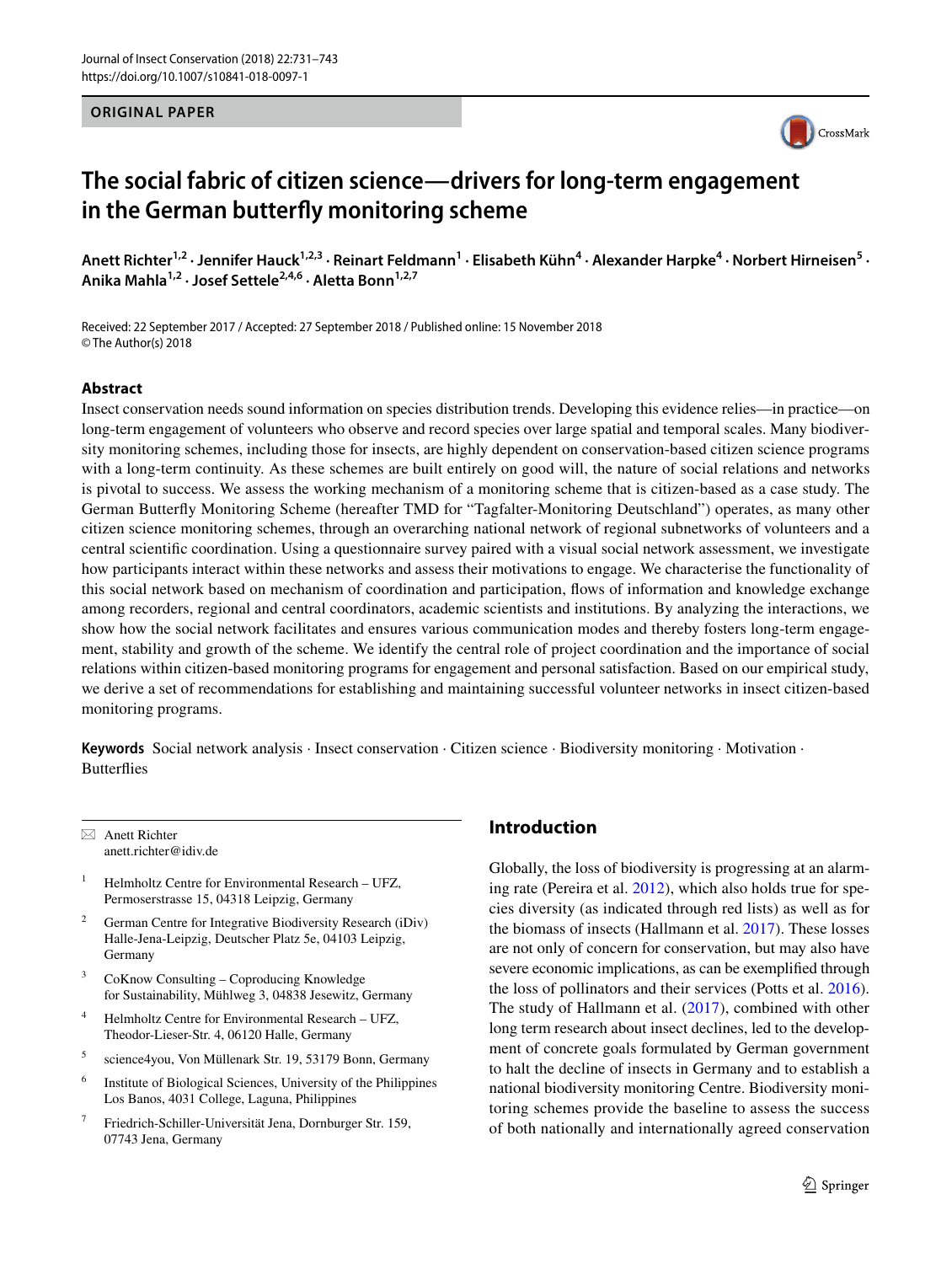ORIGINAL PAPER

# The social fabric of citizen science—drivers for long-term engagement in the German butterfly monitoring scheme

**Anett Richter[1,2] · Jennifer Hauck[1,2,3] · Reinart Feldmann[1] · Elisabeth Kühn[4] · Alexander Harpke[4] · Norbert Hirneisen[5] · Anika Mahla[1,2] · Josef Settele[2,4,6] · Aletta Bonn[1,2,7]**

Received: 22 September 2017 / Accepted: 27 September 2018 / Published online: 15 November 2018
© The Author(s) 2018

## Abstract

Insect conservation needs sound information on species distribution trends. Developing this evidence relies—in practice—on long-term engagement of volunteers who observe and record species over large spatial and temporal scales. Many biodiversity monitoring schemes, including those for insects, are highly dependent on conservation-based citizen science programs with a long-term continuity. As these schemes are built entirely on good will, the nature of social relations and networks is pivotal to success. We assess the working mechanism of a monitoring scheme that is citizen-based as a case study. The German Butterfly Monitoring Scheme (hereafter TMD for "Tagfalter-Monitoring Deutschland") operates, as many other citizen science monitoring schemes, through an overarching national network of regional subnetworks of volunteers and a central scientific coordination. Using a questionnaire survey paired with a visual social network assessment, we investigate how participants interact within these networks and assess their motivations to engage. We characterise the functionality of this social network based on mechanism of coordination and participation, flows of information and knowledge exchange among recorders, regional and central coordinators, academic scientists and institutions. By analyzing the interactions, we show how the social network facilitates and ensures various communication modes and thereby fosters long-term engagement, stability and growth of the scheme. We identify the central role of project coordination and the importance of social relations within citizen-based monitoring programs for engagement and personal satisfaction. Based on our empirical study, we derive a set of recommendations for establishing and maintaining successful volunteer networks in insect citizen-based monitoring programs.

**Keywords** Social network analysis · Insect conservation · Citizen science · Biodiversity monitoring · Motivation · Butterflies

✉ Anett Richter
anett.richter@idiv.de

1. Helmholtz Centre for Environmental Research – UFZ, Permoserstrasse 15, 04318 Leipzig, Germany
2. German Centre for Integrative Biodiversity Research (iDiv) Halle-Jena-Leipzig, Deutscher Platz 5e, 04103 Leipzig, Germany
3. CoKnow Consulting – Coproducing Knowledge for Sustainability, Mühlweg 3, 04838 Jesewitz, Germany
4. Helmholtz Centre for Environmental Research – UFZ, Theodor-Lieser-Str. 4, 06120 Halle, Germany
5. science4you, Von Müllenark Str. 19, 53179 Bonn, Germany
6. Institute of Biological Sciences, University of the Philippines Los Banos, 4031 College, Laguna, Philippines
7. Friedrich-Schiller-Universität Jena, Dornburger Str. 159, 07743 Jena, Germany

## Introduction

Globally, the loss of biodiversity is progressing at an alarming rate (Pereira et al. 2012), which also holds true for species diversity (as indicated through red lists) as well as for the biomass of insects (Hallmann et al. 2017). These losses are not only of concern for conservation, but may also have severe economic implications, as can be exemplified through the loss of pollinators and their services (Potts et al. 2016). The study of Hallmann et al. (2017), combined with other long term research about insect declines, led to the development of concrete goals formulated by German government to halt the decline of insects in Germany and to establish a national biodiversity monitoring Centre. Biodiversity monitoring schemes provide the baseline to assess the success of both nationally and internationally agreed conservation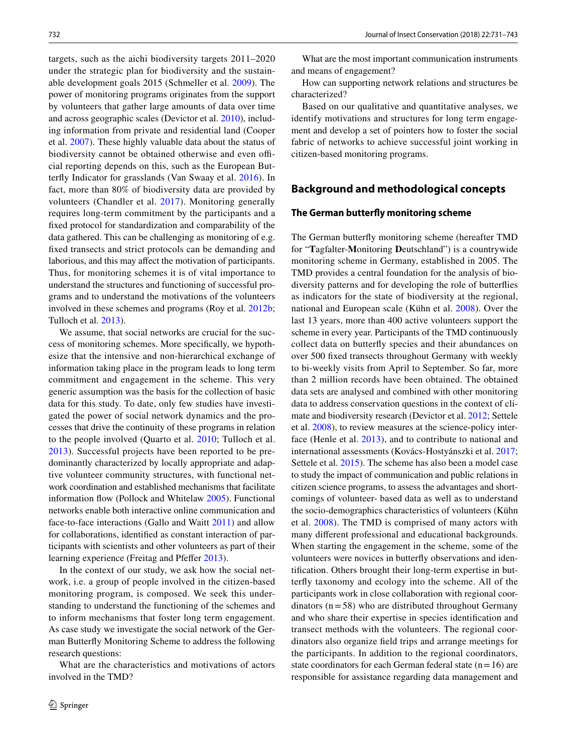targets, such as the aichi biodiversity targets 2011–2020 under the strategic plan for biodiversity and the sustainable development goals 2015 (Schmeller et al. 2009). The power of monitoring programs originates from the support by volunteers that gather large amounts of data over time and across geographic scales (Devictor et al. 2010), including information from private and residential land (Cooper et al. 2007). These highly valuable data about the status of biodiversity cannot be obtained otherwise and even official reporting depends on this, such as the European Butterfly Indicator for grasslands (Van Swaay et al. 2016). In fact, more than 80% of biodiversity data are provided by volunteers (Chandler et al. 2017). Monitoring generally requires long-term commitment by the participants and a fixed protocol for standardization and comparability of the data gathered. This can be challenging as monitoring of e.g. fixed transects and strict protocols can be demanding and laborious, and this may affect the motivation of participants. Thus, for monitoring schemes it is of vital importance to understand the structures and functioning of successful programs and to understand the motivations of the volunteers involved in these schemes and programs (Roy et al. 2012b; Tulloch et al. 2013).

We assume, that social networks are crucial for the success of monitoring schemes. More specifically, we hypothesize that the intensive and non-hierarchical exchange of information taking place in the program leads to long term commitment and engagement in the scheme. This very generic assumption was the basis for the collection of basic data for this study. To date, only few studies have investigated the power of social network dynamics and the processes that drive the continuity of these programs in relation to the people involved (Quarto et al. 2010; Tulloch et al. 2013). Successful projects have been reported to be predominantly characterized by locally appropriate and adaptive volunteer community structures, with functional network coordination and established mechanisms that facilitate information flow (Pollock and Whitelaw 2005). Functional networks enable both interactive online communication and face-to-face interactions (Gallo and Waitt 2011) and allow for collaborations, identified as constant interaction of participants with scientists and other volunteers as part of their learning experience (Freitag and Pfeffer 2013).

In the context of our study, we ask how the social network, i.e. a group of people involved in the citizen-based monitoring program, is composed. We seek this understanding to understand the functioning of the schemes and to inform mechanisms that foster long term engagement. As case study we investigate the social network of the German Butterfly Monitoring Scheme to address the following research questions:

What are the characteristics and motivations of actors involved in the TMD?

What are the most important communication instruments and means of engagement?

How can supporting network relations and structures be characterized?

Based on our qualitative and quantitative analyses, we identify motivations and structures for long term engagement and develop a set of pointers how to foster the social fabric of networks to achieve successful joint working in citizen-based monitoring programs.

## Background and methodological concepts

### The German butterfly monitoring scheme

The German butterfly monitoring scheme (hereafter TMD for "**T**agfalter-**M**onitoring **D**eutschland") is a countrywide monitoring scheme in Germany, established in 2005. The TMD provides a central foundation for the analysis of biodiversity patterns and for developing the role of butterflies as indicators for the state of biodiversity at the regional, national and European scale (Kühn et al. 2008). Over the last 13 years, more than 400 active volunteers support the scheme in every year. Participants of the TMD continuously collect data on butterfly species and their abundances on over 500 fixed transects throughout Germany with weekly to bi-weekly visits from April to September. So far, more than 2 million records have been obtained. The obtained data sets are analysed and combined with other monitoring data to address conservation questions in the context of climate and biodiversity research (Devictor et al. 2012; Settele et al. 2008), to review measures at the science-policy interface (Henle et al. 2013), and to contribute to national and international assessments (Kovács-Hostyánszki et al. 2017; Settele et al. 2015). The scheme has also been a model case to study the impact of communication and public relations in citizen science programs, to assess the advantages and shortcomings of volunteer- based data as well as to understand the socio-demographics characteristics of volunteers (Kühn et al. 2008). The TMD is comprised of many actors with many different professional and educational backgrounds. When starting the engagement in the scheme, some of the volunteers were novices in butterfly observations and identification. Others brought their long-term expertise in butterfly taxonomy and ecology into the scheme. All of the participants work in close collaboration with regional coordinators (n = 58) who are distributed throughout Germany and who share their expertise in species identification and transect methods with the volunteers. The regional coordinators also organize field trips and arrange meetings for the participants. In addition to the regional coordinators, state coordinators for each German federal state (n = 16) are responsible for assistance regarding data management and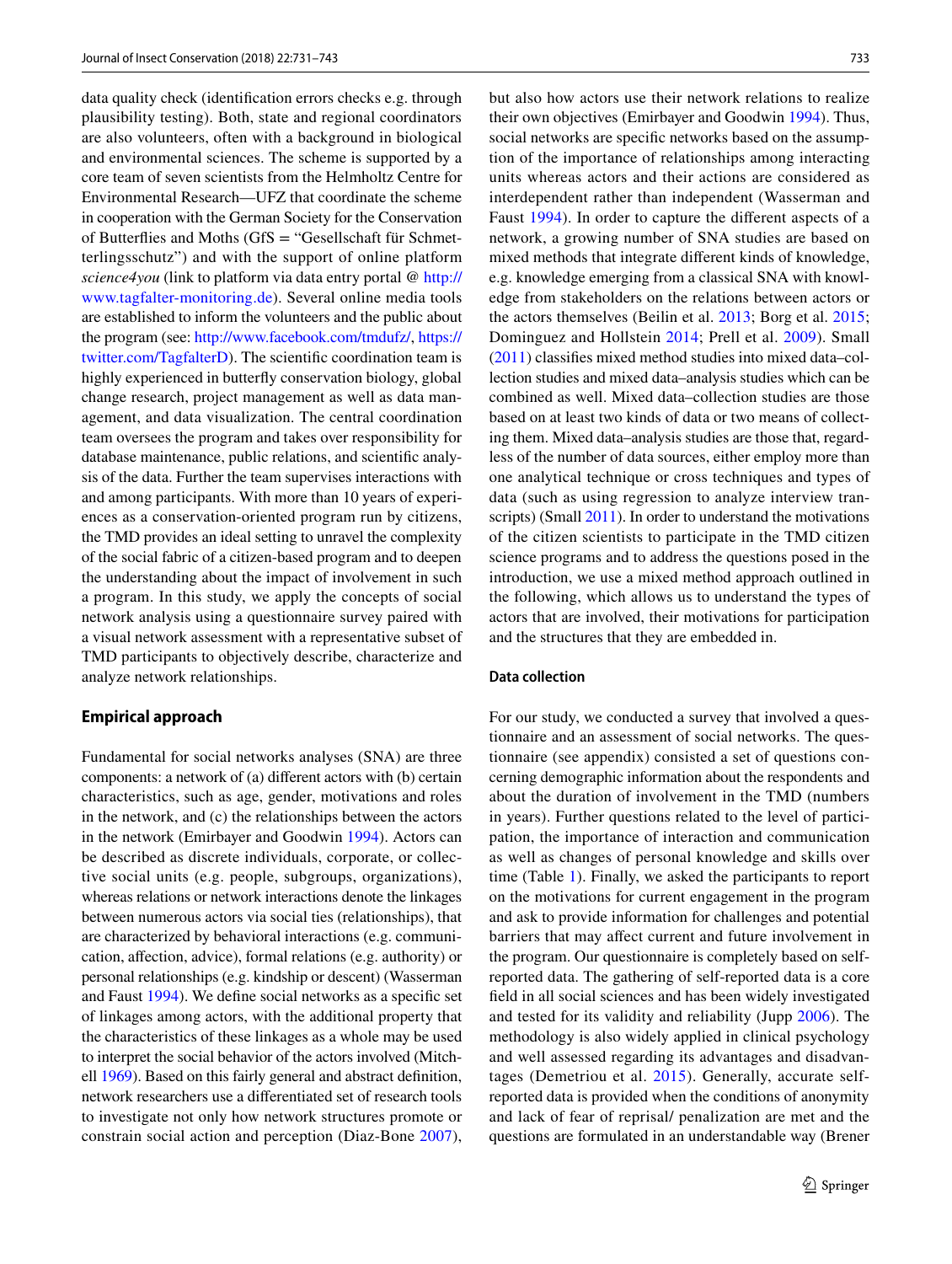data quality check (identification errors checks e.g. through plausibility testing). Both, state and regional coordinators are also volunteers, often with a background in biological and environmental sciences. The scheme is supported by a core team of seven scientists from the Helmholtz Centre for Environmental Research—UFZ that coordinate the scheme in cooperation with the German Society for the Conservation of Butterflies and Moths (GfS = "Gesellschaft für Schmetterlingsschutz") and with the support of online platform *science4you* (link to platform via data entry portal @ http://www.tagfalter-monitoring.de). Several online media tools are established to inform the volunteers and the public about the program (see: http://www.facebook.com/tmdufz/, https://twitter.com/TagfalterD). The scientific coordination team is highly experienced in butterfly conservation biology, global change research, project management as well as data management, and data visualization. The central coordination team oversees the program and takes over responsibility for database maintenance, public relations, and scientific analysis of the data. Further the team supervises interactions with and among participants. With more than 10 years of experiences as a conservation-oriented program run by citizens, the TMD provides an ideal setting to unravel the complexity of the social fabric of a citizen-based program and to deepen the understanding about the impact of involvement in such a program. In this study, we apply the concepts of social network analysis using a questionnaire survey paired with a visual network assessment with a representative subset of TMD participants to objectively describe, characterize and analyze network relationships.

## Empirical approach

Fundamental for social networks analyses (SNA) are three components: a network of (a) different actors with (b) certain characteristics, such as age, gender, motivations and roles in the network, and (c) the relationships between the actors in the network (Emirbayer and Goodwin 1994). Actors can be described as discrete individuals, corporate, or collective social units (e.g. people, subgroups, organizations), whereas relations or network interactions denote the linkages between numerous actors via social ties (relationships), that are characterized by behavioral interactions (e.g. communication, affection, advice), formal relations (e.g. authority) or personal relationships (e.g. kindship or descent) (Wasserman and Faust 1994). We define social networks as a specific set of linkages among actors, with the additional property that the characteristics of these linkages as a whole may be used to interpret the social behavior of the actors involved (Mitchell 1969). Based on this fairly general and abstract definition, network researchers use a differentiated set of research tools to investigate not only how network structures promote or constrain social action and perception (Diaz-Bone 2007), but also how actors use their network relations to realize their own objectives (Emirbayer and Goodwin 1994). Thus, social networks are specific networks based on the assumption of the importance of relationships among interacting units whereas actors and their actions are considered as interdependent rather than independent (Wasserman and Faust 1994). In order to capture the different aspects of a network, a growing number of SNA studies are based on mixed methods that integrate different kinds of knowledge, e.g. knowledge emerging from a classical SNA with knowledge from stakeholders on the relations between actors or the actors themselves (Beilin et al. 2013; Borg et al. 2015; Dominguez and Hollstein 2014; Prell et al. 2009). Small (2011) classifies mixed method studies into mixed data–collection studies and mixed data–analysis studies which can be combined as well. Mixed data–collection studies are those based on at least two kinds of data or two means of collecting them. Mixed data–analysis studies are those that, regardless of the number of data sources, either employ more than one analytical technique or cross techniques and types of data (such as using regression to analyze interview transcripts) (Small 2011). In order to understand the motivations of the citizen scientists to participate in the TMD citizen science programs and to address the questions posed in the introduction, we use a mixed method approach outlined in the following, which allows us to understand the types of actors that are involved, their motivations for participation and the structures that they are embedded in.

### Data collection

For our study, we conducted a survey that involved a questionnaire and an assessment of social networks. The questionnaire (see appendix) consisted a set of questions concerning demographic information about the respondents and about the duration of involvement in the TMD (numbers in years). Further questions related to the level of participation, the importance of interaction and communication as well as changes of personal knowledge and skills over time (Table 1). Finally, we asked the participants to report on the motivations for current engagement in the program and ask to provide information for challenges and potential barriers that may affect current and future involvement in the program. Our questionnaire is completely based on self-reported data. The gathering of self-reported data is a core field in all social sciences and has been widely investigated and tested for its validity and reliability (Jupp 2006). The methodology is also widely applied in clinical psychology and well assessed regarding its advantages and disadvantages (Demetriou et al. 2015). Generally, accurate self-reported data is provided when the conditions of anonymity and lack of fear of reprisal/ penalization are met and the questions are formulated in an understandable way (Brener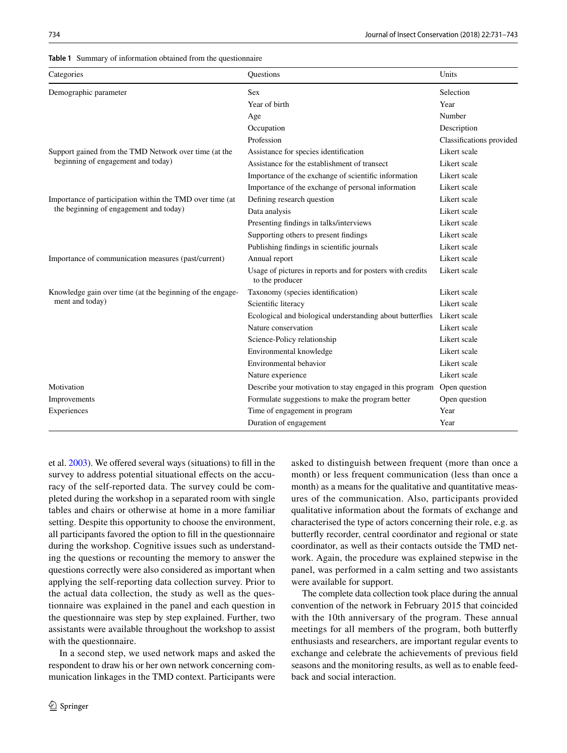**Table 1** Summary of information obtained from the questionnaire

| Categories | Questions | Units |
|---|---|---|
| Demographic parameter | Sex | Selection |
| | Year of birth | Year |
| | Age | Number |
| | Occupation | Description |
| | Profession | Classifications provided |
| Support gained from the TMD Network over time (at the beginning of engagement and today) | Assistance for species identification | Likert scale |
| | Assistance for the establishment of transect | Likert scale |
| | Importance of the exchange of scientific information | Likert scale |
| | Importance of the exchange of personal information | Likert scale |
| Importance of participation within the TMD over time (at the beginning of engagement and today) | Defining research question | Likert scale |
| | Data analysis | Likert scale |
| | Presenting findings in talks/interviews | Likert scale |
| | Supporting others to present findings | Likert scale |
| | Publishing findings in scientific journals | Likert scale |
| Importance of communication measures (past/current) | Annual report | Likert scale |
| | Usage of pictures in reports and for posters with credits to the producer | Likert scale |
| Knowledge gain over time (at the beginning of the engagement and today) | Taxonomy (species identification) | Likert scale |
| | Scientific literacy | Likert scale |
| | Ecological and biological understanding about butterflies | Likert scale |
| | Nature conservation | Likert scale |
| | Science-Policy relationship | Likert scale |
| | Environmental knowledge | Likert scale |
| | Environmental behavior | Likert scale |
| | Nature experience | Likert scale |
| Motivation | Describe your motivation to stay engaged in this program | Open question |
| Improvements | Formulate suggestions to make the program better | Open question |
| Experiences | Time of engagement in program | Year |
| | Duration of engagement | Year |

et al. 2003). We offered several ways (situations) to fill in the survey to address potential situational effects on the accuracy of the self-reported data. The survey could be completed during the workshop in a separated room with single tables and chairs or otherwise at home in a more familiar setting. Despite this opportunity to choose the environment, all participants favored the option to fill in the questionnaire during the workshop. Cognitive issues such as understanding the questions or recounting the memory to answer the questions correctly were also considered as important when applying the self-reporting data collection survey. Prior to the actual data collection, the study as well as the questionnaire was explained in the panel and each question in the questionnaire was step by step explained. Further, two assistants were available throughout the workshop to assist with the questionnaire.

In a second step, we used network maps and asked the respondent to draw his or her own network concerning communication linkages in the TMD context. Participants were asked to distinguish between frequent (more than once a month) or less frequent communication (less than once a month) as a means for the qualitative and quantitative measures of the communication. Also, participants provided qualitative information about the formats of exchange and characterised the type of actors concerning their role, e.g. as butterfly recorder, central coordinator and regional or state coordinator, as well as their contacts outside the TMD network. Again, the procedure was explained stepwise in the panel, was performed in a calm setting and two assistants were available for support.

The complete data collection took place during the annual convention of the network in February 2015 that coincided with the 10th anniversary of the program. These annual meetings for all members of the program, both butterfly enthusiasts and researchers, are important regular events to exchange and celebrate the achievements of previous field seasons and the monitoring results, as well as to enable feedback and social interaction.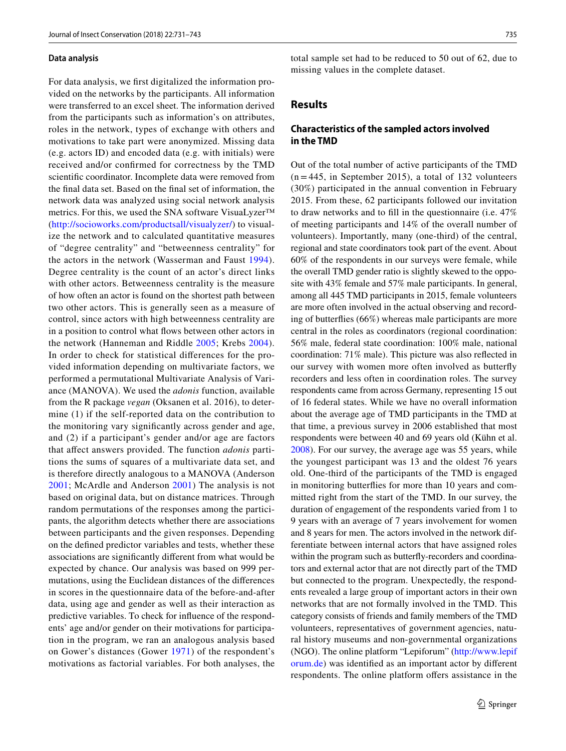### Data analysis

For data analysis, we first digitalized the information provided on the networks by the participants. All information were transferred to an excel sheet. The information derived from the participants such as information's on attributes, roles in the network, types of exchange with others and motivations to take part were anonymized. Missing data (e.g. actors ID) and encoded data (e.g. with initials) were received and/or confirmed for correctness by the TMD scientific coordinator. Incomplete data were removed from the final data set. Based on the final set of information, the network data was analyzed using social network analysis metrics. For this, we used the SNA software VisuaLyzer™ (http://socioworks.com/productsall/visualyzer/) to visualize the network and to calculated quantitative measures of "degree centrality" and "betweenness centrality" for the actors in the network (Wasserman and Faust 1994). Degree centrality is the count of an actor's direct links with other actors. Betweenness centrality is the measure of how often an actor is found on the shortest path between two other actors. This is generally seen as a measure of control, since actors with high betweenness centrality are in a position to control what flows between other actors in the network (Hanneman and Riddle 2005; Krebs 2004). In order to check for statistical differences for the provided information depending on multivariate factors, we performed a permutational Multivariate Analysis of Variance (MANOVA). We used the *adonis* function, available from the R package *vegan* (Oksanen et al. 2016), to determine (1) if the self-reported data on the contribution to the monitoring vary significantly across gender and age, and (2) if a participant's gender and/or age are factors that affect answers provided. The function *adonis* partitions the sums of squares of a multivariate data set, and is therefore directly analogous to a MANOVA (Anderson 2001; McArdle and Anderson 2001) The analysis is not based on original data, but on distance matrices. Through random permutations of the responses among the participants, the algorithm detects whether there are associations between participants and the given responses. Depending on the defined predictor variables and tests, whether these associations are significantly different from what would be expected by chance. Our analysis was based on 999 permutations, using the Euclidean distances of the differences in scores in the questionnaire data of the before-and-after data, using age and gender as well as their interaction as predictive variables. To check for influence of the respondents' age and/or gender on their motivations for participation in the program, we ran an analogous analysis based on Gower's distances (Gower 1971) of the respondent's motivations as factorial variables. For both analyses, the total sample set had to be reduced to 50 out of 62, due to missing values in the complete dataset.

## Results

### Characteristics of the sampled actors involved in the TMD

Out of the total number of active participants of the TMD (n = 445, in September 2015), a total of 132 volunteers (30%) participated in the annual convention in February 2015. From these, 62 participants followed our invitation to draw networks and to fill in the questionnaire (i.e. 47% of meeting participants and 14% of the overall number of volunteers). Importantly, many (one-third) of the central, regional and state coordinators took part of the event. About 60% of the respondents in our surveys were female, while the overall TMD gender ratio is slightly skewed to the opposite with 43% female and 57% male participants. In general, among all 445 TMD participants in 2015, female volunteers are more often involved in the actual observing and recording of butterflies (66%) whereas male participants are more central in the roles as coordinators (regional coordination: 56% male, federal state coordination: 100% male, national coordination: 71% male). This picture was also reflected in our survey with women more often involved as butterfly recorders and less often in coordination roles. The survey respondents came from across Germany, representing 15 out of 16 federal states. While we have no overall information about the average age of TMD participants in the TMD at that time, a previous survey in 2006 established that most respondents were between 40 and 69 years old (Kühn et al. 2008). For our survey, the average age was 55 years, while the youngest participant was 13 and the oldest 76 years old. One-third of the participants of the TMD is engaged in monitoring butterflies for more than 10 years and committed right from the start of the TMD. In our survey, the duration of engagement of the respondents varied from 1 to 9 years with an average of 7 years involvement for women and 8 years for men. The actors involved in the network differentiate between internal actors that have assigned roles within the program such as butterfly-recorders and coordinators and external actor that are not directly part of the TMD but connected to the program. Unexpectedly, the respondents revealed a large group of important actors in their own networks that are not formally involved in the TMD. This category consists of friends and family members of the TMD volunteers, representatives of government agencies, natural history museums and non-governmental organizations (NGO). The online platform "Lepiforum" (http://www.lepiforum.de) was identified as an important actor by different respondents. The online platform offers assistance in the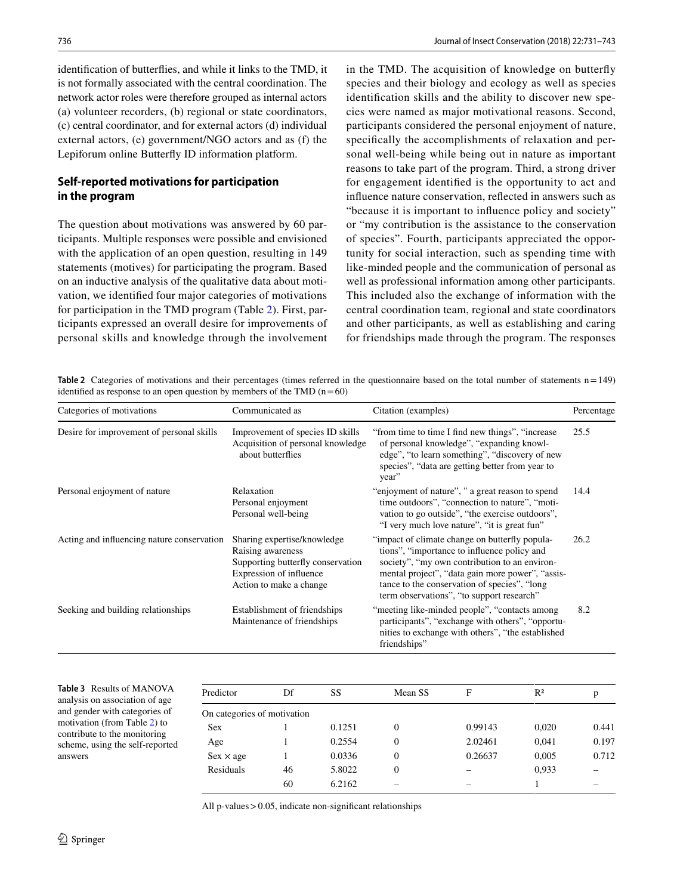identification of butterflies, and while it links to the TMD, it is not formally associated with the central coordination. The network actor roles were therefore grouped as internal actors (a) volunteer recorders, (b) regional or state coordinators, (c) central coordinator, and for external actors (d) individual external actors, (e) government/NGO actors and as (f) the Lepiforum online Butterfly ID information platform.

## Self-reported motivations for participation in the program

The question about motivations was answered by 60 participants. Multiple responses were possible and envisioned with the application of an open question, resulting in 149 statements (motives) for participating the program. Based on an inductive analysis of the qualitative data about motivation, we identified four major categories of motivations for participation in the TMD program (Table 2). First, participants expressed an overall desire for improvements of personal skills and knowledge through the involvement in the TMD. The acquisition of knowledge on butterfly species and their biology and ecology as well as species identification skills and the ability to discover new species were named as major motivational reasons. Second, participants considered the personal enjoyment of nature, specifically the accomplishments of relaxation and personal well-being while being out in nature as important reasons to take part of the program. Third, a strong driver for engagement identified is the opportunity to act and influence nature conservation, reflected in answers such as "because it is important to influence policy and society" or "my contribution is the assistance to the conservation of species". Fourth, participants appreciated the opportunity for social interaction, such as spending time with like-minded people and the communication of personal as well as professional information among other participants. This included also the exchange of information with the central coordination team, regional and state coordinators and other participants, as well as establishing and caring for friendships made through the program. The responses

**Table 2** Categories of motivations and their percentages (times referred in the questionnaire based on the total number of statements n = 149) identified as response to an open question by members of the TMD (n = 60)

| Categories of motivations | Communicated as | Citation (examples) | Percentage |
|---|---|---|---|
| Desire for improvement of personal skills | Improvement of species ID skills<br>Acquisition of personal knowledge about butterflies | "from time to time I find new things", "increase of personal knowledge", "expanding knowledge", "to learn something", "discovery of new species", "data are getting better from year to year" | 25.5 |
| Personal enjoyment of nature | Relaxation<br>Personal enjoyment<br>Personal well-being | "enjoyment of nature", " a great reason to spend time outdoors", "connection to nature", "motivation to go outside", "the exercise outdoors", "I very much love nature", "it is great fun" | 14.4 |
| Acting and influencing nature conservation | Sharing expertise/knowledge<br>Raising awareness<br>Supporting butterfly conservation<br>Expression of influence<br>Action to make a change | "impact of climate change on butterfly populations", "importance to influence policy and society", "my own contribution to an environmental project", "data gain more power", "assistance to the conservation of species", "long term observations", "to support research" | 26.2 |
| Seeking and building relationships | Establishment of friendships<br>Maintenance of friendships | "meeting like-minded people", "contacts among participants", "exchange with others", "opportunities to exchange with others", "the established friendships" | 8.2 |

**Table 3** Results of MANOVA analysis on association of age and gender with categories of motivation (from Table 2) to contribute to the monitoring scheme, using the self-reported answers

| Predictor | Df | SS | Mean SS | F | R² | p |
|---|---|---|---|---|---|---|
| On categories of motivation | | | | | | |
| Sex | 1 | 0.1251 | 0 | 0.99143 | 0,020 | 0.441 |
| Age | 1 | 0.2554 | 0 | 2.02461 | 0,041 | 0.197 |
| Sex × age | 1 | 0.0336 | 0 | 0.26637 | 0,005 | 0.712 |
| Residuals | 46 | 5.8022 | 0 | – | 0,933 | – |
| | 60 | 6.2162 | – | – | 1 | – |

All p-values > 0.05, indicate non-significant relationships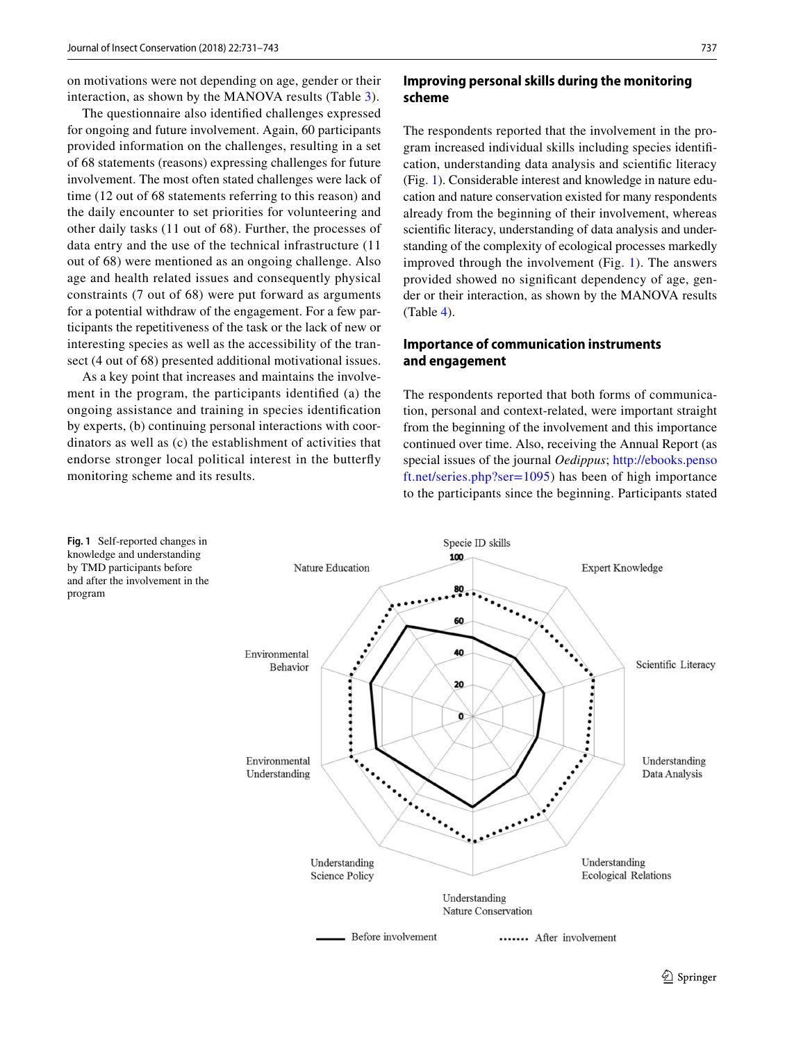on motivations were not depending on age, gender or their interaction, as shown by the MANOVA results (Table 3).

The questionnaire also identified challenges expressed for ongoing and future involvement. Again, 60 participants provided information on the challenges, resulting in a set of 68 statements (reasons) expressing challenges for future involvement. The most often stated challenges were lack of time (12 out of 68 statements referring to this reason) and the daily encounter to set priorities for volunteering and other daily tasks (11 out of 68). Further, the processes of data entry and the use of the technical infrastructure (11 out of 68) were mentioned as an ongoing challenge. Also age and health related issues and consequently physical constraints (7 out of 68) were put forward as arguments for a potential withdraw of the engagement. For a few participants the repetitiveness of the task or the lack of new or interesting species as well as the accessibility of the transect (4 out of 68) presented additional motivational issues.

As a key point that increases and maintains the involvement in the program, the participants identified (a) the ongoing assistance and training in species identification by experts, (b) continuing personal interactions with coordinators as well as (c) the establishment of activities that endorse stronger local political interest in the butterfly monitoring scheme and its results.

## Improving personal skills during the monitoring scheme

The respondents reported that the involvement in the program increased individual skills including species identification, understanding data analysis and scientific literacy (Fig. 1). Considerable interest and knowledge in nature education and nature conservation existed for many respondents already from the beginning of their involvement, whereas scientific literacy, understanding of data analysis and understanding of the complexity of ecological processes markedly improved through the involvement (Fig. 1). The answers provided showed no significant dependency of age, gender or their interaction, as shown by the MANOVA results (Table 4).

## Importance of communication instruments and engagement

The respondents reported that both forms of communication, personal and context-related, were important straight from the beginning of the involvement and this importance continued over time. Also, receiving the Annual Report (as special issues of the journal *Oedippus*; http://ebooks.pensoft.net/series.php?ser=1095) has been of high importance to the participants since the beginning. Participants stated

**Fig. 1** Self-reported changes in knowledge and understanding by TMD participants before and after the involvement in the program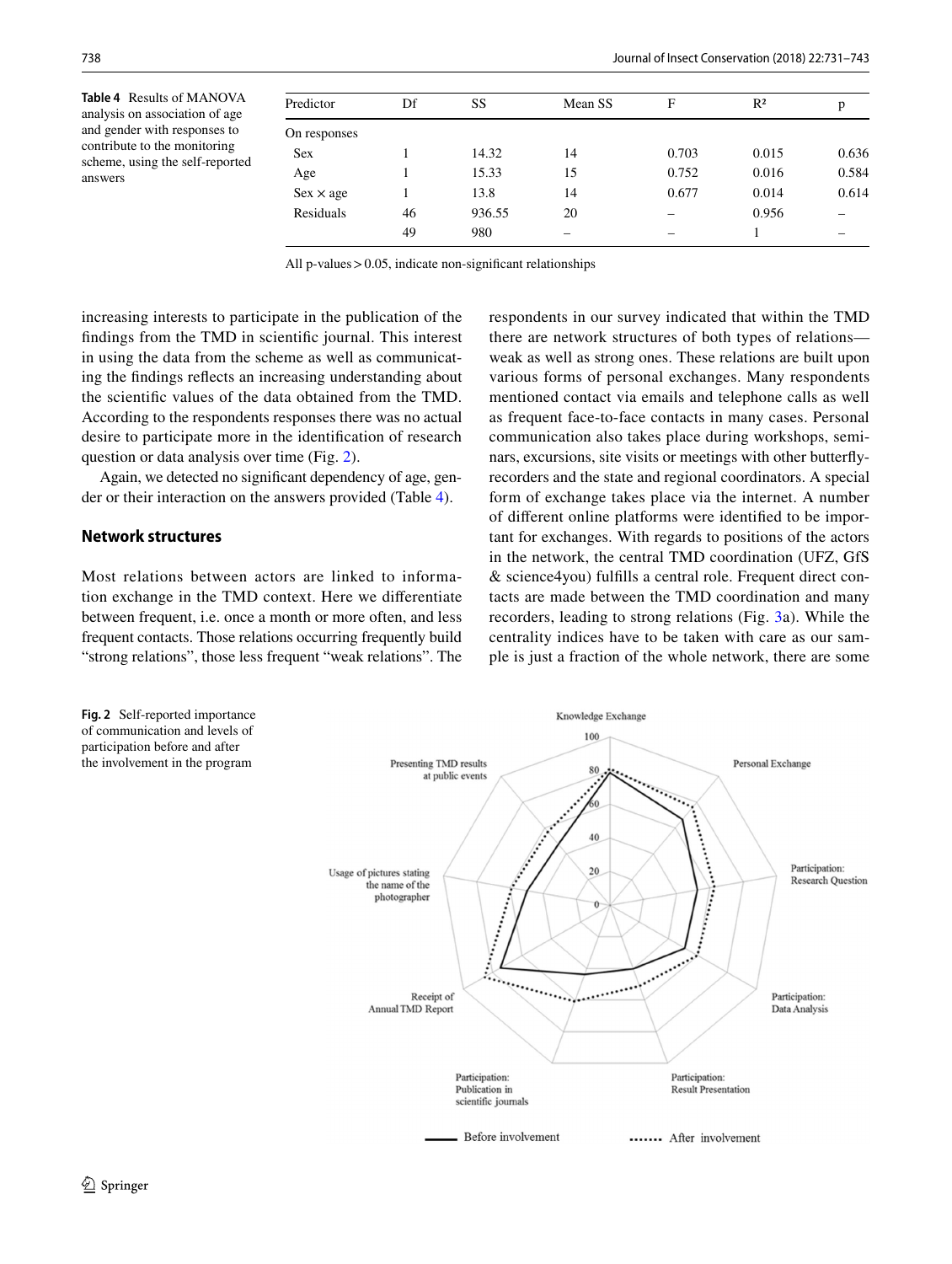**Table 4** Results of MANOVA analysis on association of age and gender with responses to contribute to the monitoring scheme, using the self-reported answers

| Predictor | Df | SS | Mean SS | F | R² | p |
|---|---|---|---|---|---|---|
| On responses | | | | | | |
| Sex | 1 | 14.32 | 14 | 0.703 | 0.015 | 0.636 |
| Age | 1 | 15.33 | 15 | 0.752 | 0.016 | 0.584 |
| Sex × age | 1 | 13.8 | 14 | 0.677 | 0.014 | 0.614 |
| Residuals | 46 | 936.55 | 20 | – | 0.956 | – |
| | 49 | 980 | – | – | 1 | – |

All p-values > 0.05, indicate non-significant relationships

increasing interests to participate in the publication of the findings from the TMD in scientific journal. This interest in using the data from the scheme as well as communicating the findings reflects an increasing understanding about the scientific values of the data obtained from the TMD. According to the respondents responses there was no actual desire to participate more in the identification of research question or data analysis over time (Fig. 2).

Again, we detected no significant dependency of age, gender or their interaction on the answers provided (Table 4).

## Network structures

Most relations between actors are linked to information exchange in the TMD context. Here we differentiate between frequent, i.e. once a month or more often, and less frequent contacts. Those relations occurring frequently build "strong relations", those less frequent "weak relations". The respondents in our survey indicated that within the TMD there are network structures of both types of relations—weak as well as strong ones. These relations are built upon various forms of personal exchanges. Many respondents mentioned contact via emails and telephone calls as well as frequent face-to-face contacts in many cases. Personal communication also takes place during workshops, seminars, excursions, site visits or meetings with other butterfly-recorders and the state and regional coordinators. A special form of exchange takes place via the internet. A number of different online platforms were identified to be important for exchanges. With regards to positions of the actors in the network, the central TMD coordination (UFZ, GfS & science4you) fulfills a central role. Frequent direct contacts are made between the TMD coordination and many recorders, leading to strong relations (Fig. 3a). While the centrality indices have to be taken with care as our sample is just a fraction of the whole network, there are some

**Fig. 2** Self-reported importance of communication and levels of participation before and after the involvement in the program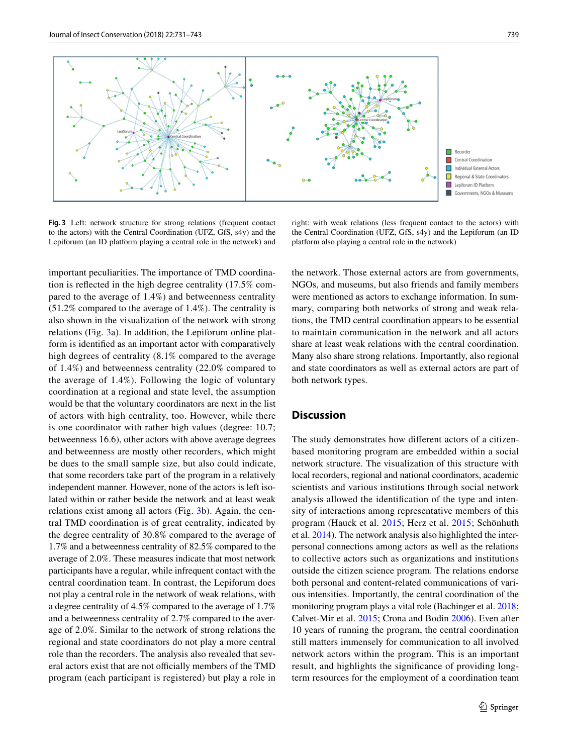**Fig. 3** Left: network structure for strong relations (frequent contact to the actors) with the Central Coordination (UFZ, GfS, s4y) and the Lepiforum (an ID platform playing a central role in the network) and right: with weak relations (less frequent contact to the actors) with the Central Coordination (UFZ, GfS, s4y) and the Lepiforum (an ID platform also playing a central role in the network)

important peculiarities. The importance of TMD coordination is reflected in the high degree centrality (17.5% compared to the average of 1.4%) and betweenness centrality (51.2% compared to the average of 1.4%). The centrality is also shown in the visualization of the network with strong relations (Fig. 3a). In addition, the Lepiforum online platform is identified as an important actor with comparatively high degrees of centrality (8.1% compared to the average of 1.4%) and betweenness centrality (22.0% compared to the average of 1.4%). Following the logic of voluntary coordination at a regional and state level, the assumption would be that the voluntary coordinators are next in the list of actors with high centrality, too. However, while there is one coordinator with rather high values (degree: 10.7; betweenness 16.6), other actors with above average degrees and betweenness are mostly other recorders, which might be dues to the small sample size, but also could indicate, that some recorders take part of the program in a relatively independent manner. However, none of the actors is left isolated within or rather beside the network and at least weak relations exist among all actors (Fig. 3b). Again, the central TMD coordination is of great centrality, indicated by the degree centrality of 30.8% compared to the average of 1.7% and a betweenness centrality of 82.5% compared to the average of 2.0%. These measures indicate that most network participants have a regular, while infrequent contact with the central coordination team. In contrast, the Lepiforum does not play a central role in the network of weak relations, with a degree centrality of 4.5% compared to the average of 1.7% and a betweenness centrality of 2.7% compared to the average of 2.0%. Similar to the network of strong relations the regional and state coordinators do not play a more central role than the recorders. The analysis also revealed that several actors exist that are not officially members of the TMD program (each participant is registered) but play a role in the network. Those external actors are from governments, NGOs, and museums, but also friends and family members were mentioned as actors to exchange information. In summary, comparing both networks of strong and weak relations, the TMD central coordination appears to be essential to maintain communication in the network and all actors share at least weak relations with the central coordination. Many also share strong relations. Importantly, also regional and state coordinators as well as external actors are part of both network types.

## Discussion

The study demonstrates how different actors of a citizen-based monitoring program are embedded within a social network structure. The visualization of this structure with local recorders, regional and national coordinators, academic scientists and various institutions through social network analysis allowed the identification of the type and intensity of interactions among representative members of this program (Hauck et al. 2015; Herz et al. 2015; Schönhuth et al. 2014). The network analysis also highlighted the interpersonal connections among actors as well as the relations to collective actors such as organizations and institutions outside the citizen science program. The relations endorse both personal and content-related communications of various intensities. Importantly, the central coordination of the monitoring program plays a vital role (Bachinger et al. 2018; Calvet-Mir et al. 2015; Crona and Bodin 2006). Even after 10 years of running the program, the central coordination still matters immensely for communication to all involved network actors within the program. This is an important result, and highlights the significance of providing long-term resources for the employment of a coordination team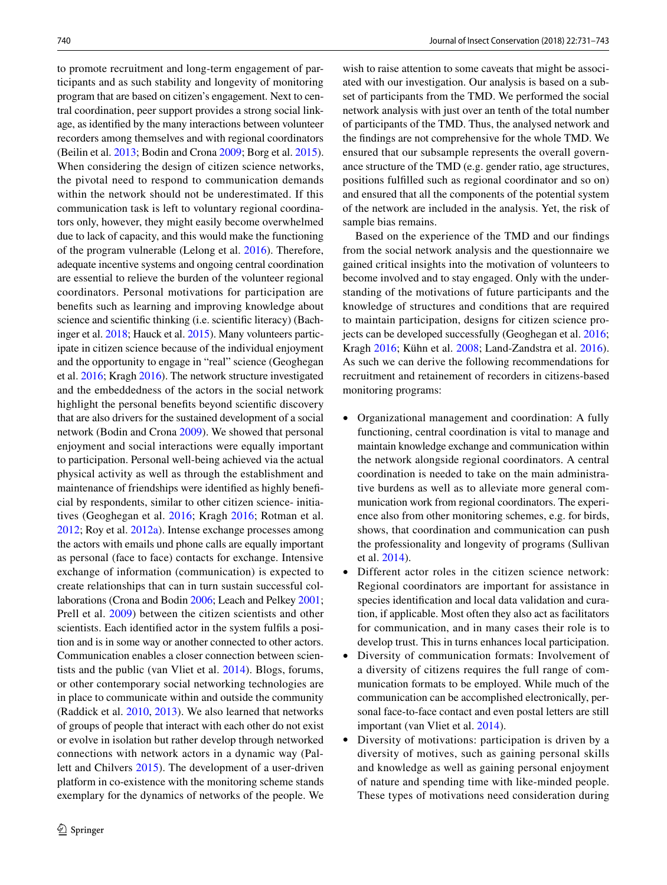to promote recruitment and long-term engagement of participants and as such stability and longevity of monitoring program that are based on citizen's engagement. Next to central coordination, peer support provides a strong social linkage, as identified by the many interactions between volunteer recorders among themselves and with regional coordinators (Beilin et al. 2013; Bodin and Crona 2009; Borg et al. 2015). When considering the design of citizen science networks, the pivotal need to respond to communication demands within the network should not be underestimated. If this communication task is left to voluntary regional coordinators only, however, they might easily become overwhelmed due to lack of capacity, and this would make the functioning of the program vulnerable (Lelong et al. 2016). Therefore, adequate incentive systems and ongoing central coordination are essential to relieve the burden of the volunteer regional coordinators. Personal motivations for participation are benefits such as learning and improving knowledge about science and scientific thinking (i.e. scientific literacy) (Bachinger et al. 2018; Hauck et al. 2015). Many volunteers participate in citizen science because of the individual enjoyment and the opportunity to engage in "real" science (Geoghegan et al. 2016; Kragh 2016). The network structure investigated and the embeddedness of the actors in the social network highlight the personal benefits beyond scientific discovery that are also drivers for the sustained development of a social network (Bodin and Crona 2009). We showed that personal enjoyment and social interactions were equally important to participation. Personal well-being achieved via the actual physical activity as well as through the establishment and maintenance of friendships were identified as highly beneficial by respondents, similar to other citizen science- initiatives (Geoghegan et al. 2016; Kragh 2016; Rotman et al. 2012; Roy et al. 2012a). Intense exchange processes among the actors with emails und phone calls are equally important as personal (face to face) contacts for exchange. Intensive exchange of information (communication) is expected to create relationships that can in turn sustain successful collaborations (Crona and Bodin 2006; Leach and Pelkey 2001; Prell et al. 2009) between the citizen scientists and other scientists. Each identified actor in the system fulfils a position and is in some way or another connected to other actors. Communication enables a closer connection between scientists and the public (van Vliet et al. 2014). Blogs, forums, or other contemporary social networking technologies are in place to communicate within and outside the community (Raddick et al. 2010, 2013). We also learned that networks of groups of people that interact with each other do not exist or evolve in isolation but rather develop through networked connections with network actors in a dynamic way (Pallett and Chilvers 2015). The development of a user-driven platform in co-existence with the monitoring scheme stands exemplary for the dynamics of networks of the people. We wish to raise attention to some caveats that might be associated with our investigation. Our analysis is based on a subset of participants from the TMD. We performed the social network analysis with just over an tenth of the total number of participants of the TMD. Thus, the analysed network and the findings are not comprehensive for the whole TMD. We ensured that our subsample represents the overall governance structure of the TMD (e.g. gender ratio, age structures, positions fulfilled such as regional coordinator and so on) and ensured that all the components of the potential system of the network are included in the analysis. Yet, the risk of sample bias remains.

Based on the experience of the TMD and our findings from the social network analysis and the questionnaire we gained critical insights into the motivation of volunteers to become involved and to stay engaged. Only with the understanding of the motivations of future participants and the knowledge of structures and conditions that are required to maintain participation, designs for citizen science projects can be developed successfully (Geoghegan et al. 2016; Kragh 2016; Kühn et al. 2008; Land-Zandstra et al. 2016). As such we can derive the following recommendations for recruitment and retainement of recorders in citizens-based monitoring programs:

- Organizational management and coordination: A fully functioning, central coordination is vital to manage and maintain knowledge exchange and communication within the network alongside regional coordinators. A central coordination is needed to take on the main administrative burdens as well as to alleviate more general communication work from regional coordinators. The experience also from other monitoring schemes, e.g. for birds, shows, that coordination and communication can push the professionality and longevity of programs (Sullivan et al. 2014).
- Different actor roles in the citizen science network: Regional coordinators are important for assistance in species identification and local data validation and curation, if applicable. Most often they also act as facilitators for communication, and in many cases their role is to develop trust. This in turns enhances local participation.
- Diversity of communication formats: Involvement of a diversity of citizens requires the full range of communication formats to be employed. While much of the communication can be accomplished electronically, personal face-to-face contact and even postal letters are still important (van Vliet et al. 2014).
- Diversity of motivations: participation is driven by a diversity of motives, such as gaining personal skills and knowledge as well as gaining personal enjoyment of nature and spending time with like-minded people. These types of motivations need consideration during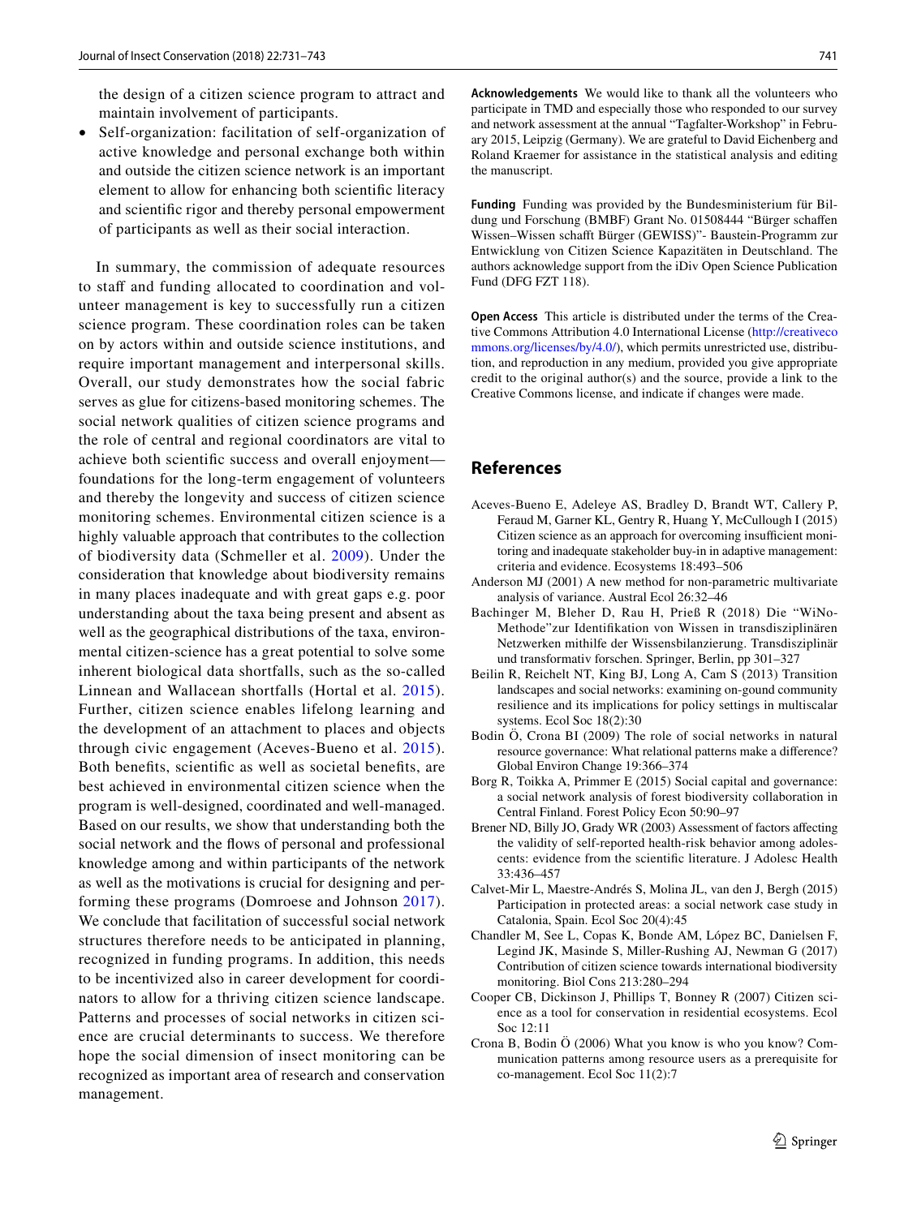the design of a citizen science program to attract and maintain involvement of participants.

- Self-organization: facilitation of self-organization of active knowledge and personal exchange both within and outside the citizen science network is an important element to allow for enhancing both scientific literacy and scientific rigor and thereby personal empowerment of participants as well as their social interaction.

In summary, the commission of adequate resources to staff and funding allocated to coordination and volunteer management is key to successfully run a citizen science program. These coordination roles can be taken on by actors within and outside science institutions, and require important management and interpersonal skills. Overall, our study demonstrates how the social fabric serves as glue for citizens-based monitoring schemes. The social network qualities of citizen science programs and the role of central and regional coordinators are vital to achieve both scientific success and overall enjoyment—foundations for the long-term engagement of volunteers and thereby the longevity and success of citizen science monitoring schemes. Environmental citizen science is a highly valuable approach that contributes to the collection of biodiversity data (Schmeller et al. 2009). Under the consideration that knowledge about biodiversity remains in many places inadequate and with great gaps e.g. poor understanding about the taxa being present and absent as well as the geographical distributions of the taxa, environmental citizen-science has a great potential to solve some inherent biological data shortfalls, such as the so-called Linnean and Wallacean shortfalls (Hortal et al. 2015). Further, citizen science enables lifelong learning and the development of an attachment to places and objects through civic engagement (Aceves-Bueno et al. 2015). Both benefits, scientific as well as societal benefits, are best achieved in environmental citizen science when the program is well-designed, coordinated and well-managed. Based on our results, we show that understanding both the social network and the flows of personal and professional knowledge among and within participants of the network as well as the motivations is crucial for designing and performing these programs (Domroese and Johnson 2017). We conclude that facilitation of successful social network structures therefore needs to be anticipated in planning, recognized in funding programs. In addition, this needs to be incentivized also in career development for coordinators to allow for a thriving citizen science landscape. Patterns and processes of social networks in citizen science are crucial determinants to success. We therefore hope the social dimension of insect monitoring can be recognized as important area of research and conservation management.

**Acknowledgements** We would like to thank all the volunteers who participate in TMD and especially those who responded to our survey and network assessment at the annual "Tagfalter-Workshop" in February 2015, Leipzig (Germany). We are grateful to David Eichenberg and Roland Kraemer for assistance in the statistical analysis and editing the manuscript.

**Funding** Funding was provided by the Bundesministerium für Bildung und Forschung (BMBF) Grant No. 01508444 "Bürger schaffen Wissen–Wissen schafft Bürger (GEWISS)"- Baustein-Programm zur Entwicklung von Citizen Science Kapazitäten in Deutschland. The authors acknowledge support from the iDiv Open Science Publication Fund (DFG FZT 118).

**Open Access** This article is distributed under the terms of the Creative Commons Attribution 4.0 International License (http://creativecommons.org/licenses/by/4.0/), which permits unrestricted use, distribution, and reproduction in any medium, provided you give appropriate credit to the original author(s) and the source, provide a link to the Creative Commons license, and indicate if changes were made.

## References

Aceves-Bueno E, Adeleye AS, Bradley D, Brandt WT, Callery P, Feraud M, Garner KL, Gentry R, Huang Y, McCullough I (2015) Citizen science as an approach for overcoming insufficient monitoring and inadequate stakeholder buy-in in adaptive management: criteria and evidence. Ecosystems 18:493–506

Anderson MJ (2001) A new method for non-parametric multivariate analysis of variance. Austral Ecol 26:32–46

Bachinger M, Bleher D, Rau H, Prieß R (2018) Die "WiNo-Methode"zur Identifikation von Wissen in transdisziplinären Netzwerken mithilfe der Wissensbilanzierung. Transdisziplinär und transformativ forschen. Springer, Berlin, pp 301–327

Beilin R, Reichelt NT, King BJ, Long A, Cam S (2013) Transition landscapes and social networks: examining on-gound community resilience and its implications for policy settings in multiscalar systems. Ecol Soc 18(2):30

Bodin Ö, Crona BI (2009) The role of social networks in natural resource governance: What relational patterns make a difference? Global Environ Change 19:366–374

Borg R, Toikka A, Primmer E (2015) Social capital and governance: a social network analysis of forest biodiversity collaboration in Central Finland. Forest Policy Econ 50:90–97

Brener ND, Billy JO, Grady WR (2003) Assessment of factors affecting the validity of self-reported health-risk behavior among adolescents: evidence from the scientific literature. J Adolesc Health 33:436–457

Calvet-Mir L, Maestre-Andrés S, Molina JL, van den J, Bergh (2015) Participation in protected areas: a social network case study in Catalonia, Spain. Ecol Soc 20(4):45

Chandler M, See L, Copas K, Bonde AM, López BC, Danielsen F, Legind JK, Masinde S, Miller-Rushing AJ, Newman G (2017) Contribution of citizen science towards international biodiversity monitoring. Biol Cons 213:280–294

Cooper CB, Dickinson J, Phillips T, Bonney R (2007) Citizen science as a tool for conservation in residential ecosystems. Ecol Soc 12:11

Crona B, Bodin Ö (2006) What you know is who you know? Communication patterns among resource users as a prerequisite for co-management. Ecol Soc 11(2):7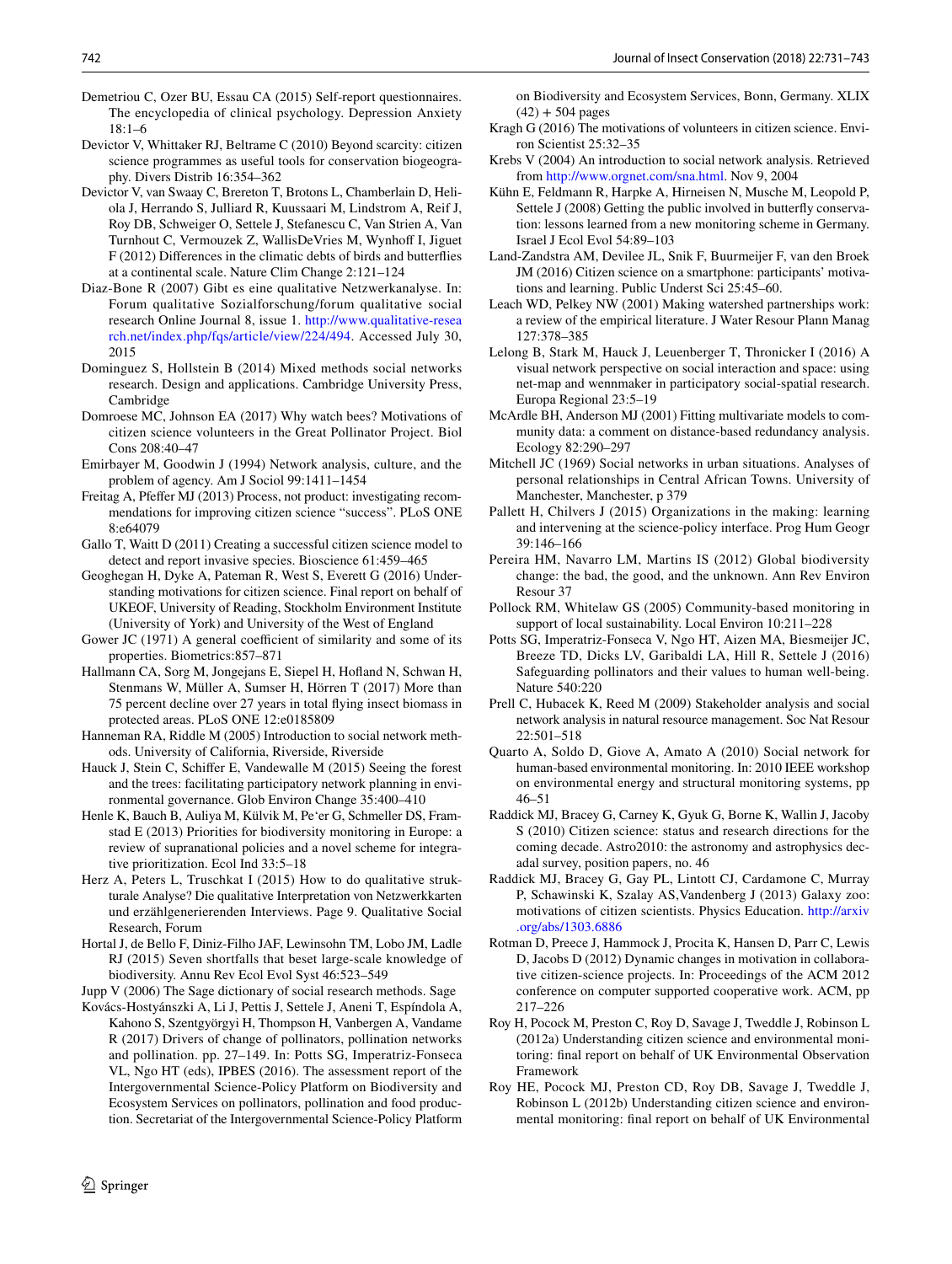Demetriou C, Ozer BU, Essau CA (2015) Self-report questionnaires. The encyclopedia of clinical psychology. Depression Anxiety 18:1–6

Devictor V, Whittaker RJ, Beltrame C (2010) Beyond scarcity: citizen science programmes as useful tools for conservation biogeography. Divers Distrib 16:354–362

Devictor V, van Swaay C, Brereton T, Brotons L, Chamberlain D, Heliola J, Herrando S, Julliard R, Kuussaari M, Lindstrom A, Reif J, Roy DB, Schweiger O, Settele J, Stefanescu C, Van Strien A, Van Turnhout C, Vermouzek Z, WallisDeVries M, Wynhoff I, Jiguet F (2012) Differences in the climatic debts of birds and butterflies at a continental scale. Nature Clim Change 2:121–124

Diaz-Bone R (2007) Gibt es eine qualitative Netzwerkanalyse. In: Forum qualitative Sozialforschung/forum qualitative social research Online Journal 8, issue 1. http://www.qualitative-research.net/index.php/fqs/article/view/224/494. Accessed July 30, 2015

Dominguez S, Hollstein B (2014) Mixed methods social networks research. Design and applications. Cambridge University Press, Cambridge

Domroese MC, Johnson EA (2017) Why watch bees? Motivations of citizen science volunteers in the Great Pollinator Project. Biol Cons 208:40–47

Emirbayer M, Goodwin J (1994) Network analysis, culture, and the problem of agency. Am J Sociol 99:1411–1454

Freitag A, Pfeffer MJ (2013) Process, not product: investigating recommendations for improving citizen science "success". PLoS ONE 8:e64079

Gallo T, Waitt D (2011) Creating a successful citizen science model to detect and report invasive species. Bioscience 61:459–465

Geoghegan H, Dyke A, Pateman R, West S, Everett G (2016) Understanding motivations for citizen science. Final report on behalf of UKEOF, University of Reading, Stockholm Environment Institute (University of York) and University of the West of England

Gower JC (1971) A general coefficient of similarity and some of its properties. Biometrics:857–871

Hallmann CA, Sorg M, Jongejans E, Siepel H, Hofland N, Schwan H, Stenmans W, Müller A, Sumser H, Hörren T (2017) More than 75 percent decline over 27 years in total flying insect biomass in protected areas. PLoS ONE 12:e0185809

Hanneman RA, Riddle M (2005) Introduction to social network methods. University of California, Riverside, Riverside

Hauck J, Stein C, Schiffer E, Vandewalle M (2015) Seeing the forest and the trees: facilitating participatory network planning in environmental governance. Glob Environ Change 35:400–410

Henle K, Bauch B, Auliya M, Külvik M, Pe'er G, Schmeller DS, Framstad E (2013) Priorities for biodiversity monitoring in Europe: a review of supranational policies and a novel scheme for integrative prioritization. Ecol Ind 33:5–18

Herz A, Peters L, Truschkat I (2015) How to do qualitative strukturale Analyse? Die qualitative Interpretation von Netzwerkkarten und erzählgenerierenden Interviews. Page 9. Qualitative Social Research, Forum

Hortal J, de Bello F, Diniz-Filho JAF, Lewinsohn TM, Lobo JM, Ladle RJ (2015) Seven shortfalls that beset large-scale knowledge of biodiversity. Annu Rev Ecol Evol Syst 46:523–549

Jupp V (2006) The Sage dictionary of social research methods. Sage

Kovács-Hostyánszki A, Li J, Pettis J, Settele J, Aneni T, Espíndola A, Kahono S, Szentgyörgyi H, Thompson H, Vanbergen A, Vandame R (2017) Drivers of change of pollinators, pollination networks and pollination. pp. 27–149. In: Potts SG, Imperatriz-Fonseca VL, Ngo HT (eds), IPBES (2016). The assessment report of the Intergovernmental Science-Policy Platform on Biodiversity and Ecosystem Services on pollinators, pollination and food production. Secretariat of the Intergovernmental Science-Policy Platform on Biodiversity and Ecosystem Services, Bonn, Germany. XLIX (42) + 504 pages

Kragh G (2016) The motivations of volunteers in citizen science. Environ Scientist 25:32–35

Krebs V (2004) An introduction to social network analysis. Retrieved from http://www.orgnet.com/sna.html. Nov 9, 2004

Kühn E, Feldmann R, Harpke A, Hirneisen N, Musche M, Leopold P, Settele J (2008) Getting the public involved in butterfly conservation: lessons learned from a new monitoring scheme in Germany. Israel J Ecol Evol 54:89–103

Land-Zandstra AM, Devilee JL, Snik F, Buurmeijer F, van den Broek JM (2016) Citizen science on a smartphone: participants' motivations and learning. Public Underst Sci 25:45–60.

Leach WD, Pelkey NW (2001) Making watershed partnerships work: a review of the empirical literature. J Water Resour Plann Manag 127:378–385

Lelong B, Stark M, Hauck J, Leuenberger T, Thronicker I (2016) A visual network perspective on social interaction and space: using net-map and wennmaker in participatory social-spatial research. Europa Regional 23:5–19

McArdle BH, Anderson MJ (2001) Fitting multivariate models to community data: a comment on distance-based redundancy analysis. Ecology 82:290–297

Mitchell JC (1969) Social networks in urban situations. Analyses of personal relationships in Central African Towns. University of Manchester, Manchester, p 379

Pallett H, Chilvers J (2015) Organizations in the making: learning and intervening at the science-policy interface. Prog Hum Geogr 39:146–166

Pereira HM, Navarro LM, Martins IS (2012) Global biodiversity change: the bad, the good, and the unknown. Ann Rev Environ Resour 37

Pollock RM, Whitelaw GS (2005) Community-based monitoring in support of local sustainability. Local Environ 10:211–228

Potts SG, Imperatriz-Fonseca V, Ngo HT, Aizen MA, Biesmeijer JC, Breeze TD, Dicks LV, Garibaldi LA, Hill R, Settele J (2016) Safeguarding pollinators and their values to human well-being. Nature 540:220

Prell C, Hubacek K, Reed M (2009) Stakeholder analysis and social network analysis in natural resource management. Soc Nat Resour 22:501–518

Quarto A, Soldo D, Giove A, Amato A (2010) Social network for human-based environmental monitoring. In: 2010 IEEE workshop on environmental energy and structural monitoring systems, pp 46–51

Raddick MJ, Bracey G, Carney K, Gyuk G, Borne K, Wallin J, Jacoby S (2010) Citizen science: status and research directions for the coming decade. Astro2010: the astronomy and astrophysics decadal survey, position papers, no. 46

Raddick MJ, Bracey G, Gay PL, Lintott CJ, Cardamone C, Murray P, Schawinski K, Szalay AS,Vandenberg J (2013) Galaxy zoo: motivations of citizen scientists. Physics Education. http://arxiv.org/abs/1303.6886

Rotman D, Preece J, Hammock J, Procita K, Hansen D, Parr C, Lewis D, Jacobs D (2012) Dynamic changes in motivation in collaborative citizen-science projects. In: Proceedings of the ACM 2012 conference on computer supported cooperative work. ACM, pp 217–226

Roy H, Pocock M, Preston C, Roy D, Savage J, Tweddle J, Robinson L (2012a) Understanding citizen science and environmental monitoring: final report on behalf of UK Environmental Observation Framework

Roy HE, Pocock MJ, Preston CD, Roy DB, Savage J, Tweddle J, Robinson L (2012b) Understanding citizen science and environmental monitoring: final report on behalf of UK Environmental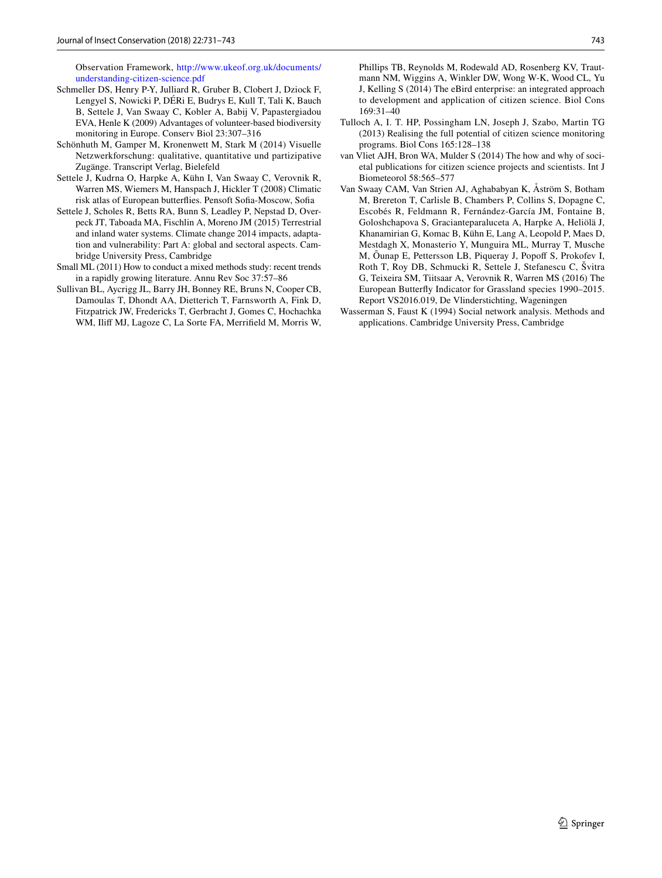Observation Framework, http://www.ukeof.org.uk/documents/understanding-citizen-science.pdf

Schmeller DS, Henry P-Y, Julliard R, Gruber B, Clobert J, Dziock F, Lengyel S, Nowicki P, DÉRi E, Budrys E, Kull T, Tali K, Bauch B, Settele J, Van Swaay C, Kobler A, Babij V, Papastergiadou EVA, Henle K (2009) Advantages of volunteer-based biodiversity monitoring in Europe. Conserv Biol 23:307–316

Schönhuth M, Gamper M, Kronenwett M, Stark M (2014) Visuelle Netzwerkforschung: qualitative, quantitative und partizipative Zugänge. Transcript Verlag, Bielefeld

Settele J, Kudrna O, Harpke A, Kühn I, Van Swaay C, Verovnik R, Warren MS, Wiemers M, Hanspach J, Hickler T (2008) Climatic risk atlas of European butterflies. Pensoft Sofia-Moscow, Sofia

Settele J, Scholes R, Betts RA, Bunn S, Leadley P, Nepstad D, Overpeck JT, Taboada MA, Fischlin A, Moreno JM (2015) Terrestrial and inland water systems. Climate change 2014 impacts, adaptation and vulnerability: Part A: global and sectoral aspects. Cambridge University Press, Cambridge

Small ML (2011) How to conduct a mixed methods study: recent trends in a rapidly growing literature. Annu Rev Soc 37:57–86

Sullivan BL, Aycrigg JL, Barry JH, Bonney RE, Bruns N, Cooper CB, Damoulas T, Dhondt AA, Dietterich T, Farnsworth A, Fink D, Fitzpatrick JW, Fredericks T, Gerbracht J, Gomes C, Hochachka WM, Iliff MJ, Lagoze C, La Sorte FA, Merrifield M, Morris W, Phillips TB, Reynolds M, Rodewald AD, Rosenberg KV, Trautmann NM, Wiggins A, Winkler DW, Wong W-K, Wood CL, Yu J, Kelling S (2014) The eBird enterprise: an integrated approach to development and application of citizen science. Biol Cons 169:31–40

Tulloch A, I. T. HP, Possingham LN, Joseph J, Szabo, Martin TG (2013) Realising the full potential of citizen science monitoring programs. Biol Cons 165:128–138

van Vliet AJH, Bron WA, Mulder S (2014) The how and why of societal publications for citizen science projects and scientists. Int J Biometeorol 58:565–577

Van Swaay CAM, Van Strien AJ, Aghababyan K, Åström S, Botham M, Brereton T, Carlisle B, Chambers P, Collins S, Dopagne C, Escobés R, Feldmann R, Fernández-García JM, Fontaine B, Goloshchapova S, Gracianteparaluceta A, Harpke A, Heliölä J, Khanamirian G, Komac B, Kühn E, Lang A, Leopold P, Maes D, Mestdagh X, Monasterio Y, Munguira ML, Murray T, Musche M, Õunap E, Pettersson LB, Piqueray J, Popoff S, Prokofev I, Roth T, Roy DB, Schmucki R, Settele J, Stefanescu C, Švitra G, Teixeira SM, Tiitsaar A, Verovnik R, Warren MS (2016) The European Butterfly Indicator for Grassland species 1990–2015. Report VS2016.019, De Vlinderstichting, Wageningen

Wasserman S, Faust K (1994) Social network analysis. Methods and applications. Cambridge University Press, Cambridge